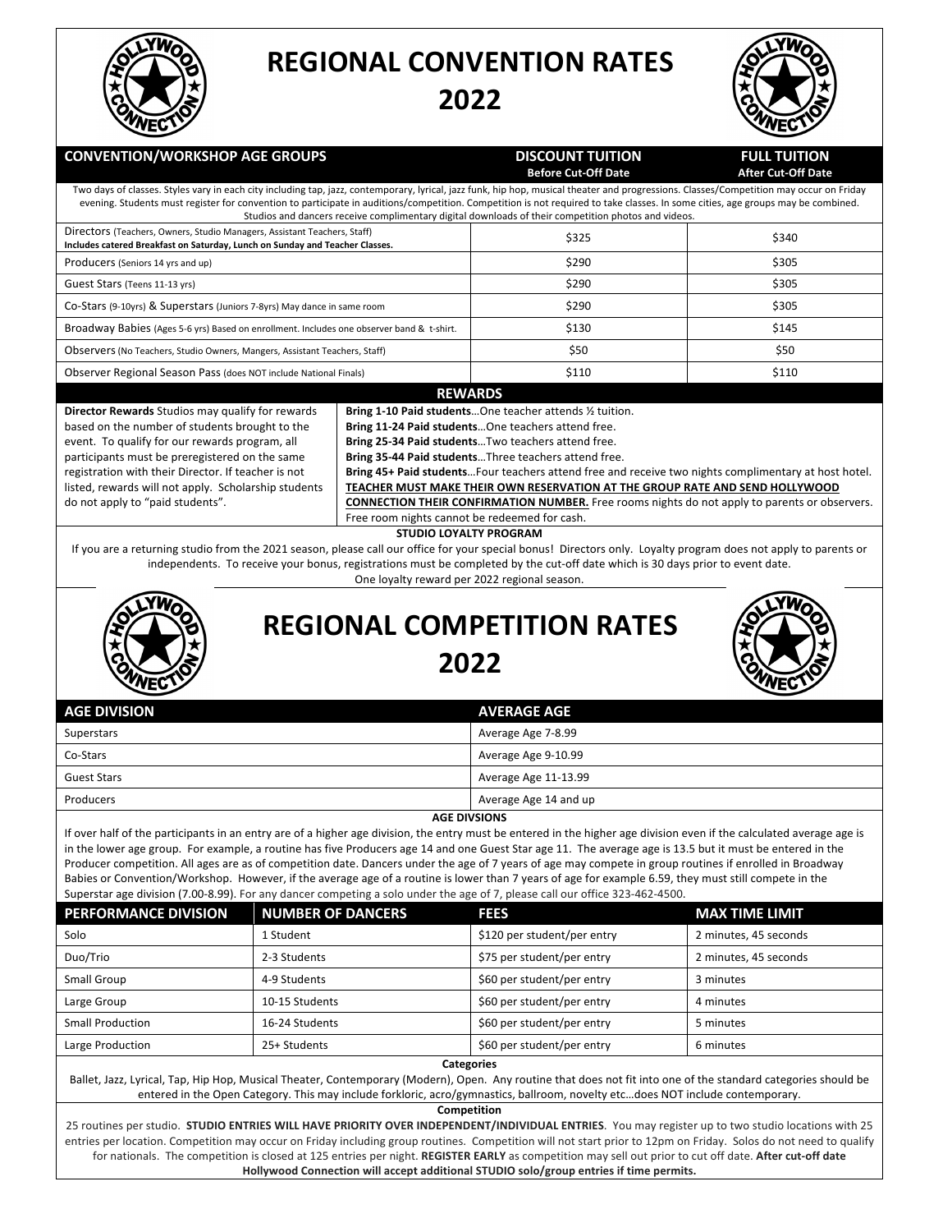# REGIONAL CONVENTION RATES 2022

| CONVENTION/WORKSHOP AGE GROUPS | DISCOUNT TUITION Before Cut-Off Date | FULL TUITION After Cut-Off Date |
|---|---|---|
| Two days of classes. Styles vary in each city including tap, jazz, contemporary, lyrical, jazz funk, hip hop, musical theater and progressions. Classes/Competition may occur on Friday evening. Students must register for convention to participate in auditions/competition. Competition is not required to take classes. In some cities, age groups may be combined. Studios and dancers receive complimentary digital downloads of their competition photos and videos. | | |
| Directors (Teachers, Owners, Studio Managers, Assistant Teachers, Staff) **Includes catered Breakfast on Saturday, Lunch on Sunday and Teacher Classes.** | $325 | $340 |
| Producers (Seniors 14 yrs and up) | $290 | $305 |
| Guest Stars (Teens 11-13 yrs) | $290 | $305 |
| Co-Stars (9-10yrs) & Superstars (Juniors 7-8yrs) May dance in same room | $290 | $305 |
| Broadway Babies (Ages 5-6 yrs) Based on enrollment. Includes one observer band & t-shirt. | $130 | $145 |
| Observers (No Teachers, Studio Owners, Mangers, Assistant Teachers, Staff) | $50 | $50 |
| Observer Regional Season Pass (does NOT include National Finals) | $110 | $110 |

## REWARDS

**Director Rewards** Studios may qualify for rewards based on the number of students brought to the event. To qualify for our rewards program, all participants must be preregistered on the same registration with their Director. If teacher is not listed, rewards will not apply. Scholarship students do not apply to "paid students".

**Bring 1-10 Paid students**…One teacher attends ½ tuition.
**Bring 11-24 Paid students**…One teachers attend free.
**Bring 25-34 Paid students**…Two teachers attend free.
**Bring 35-44 Paid students**…Three teachers attend free.
**Bring 45+ Paid students**…Four teachers attend free and receive two nights complimentary at host hotel. **TEACHER MUST MAKE THEIR OWN RESERVATION AT THE GROUP RATE AND SEND HOLLYWOOD CONNECTION THEIR CONFIRMATION NUMBER.** Free rooms nights do not apply to parents or observers. Free room nights cannot be redeemed for cash.

**STUDIO LOYALTY PROGRAM**

If you are a returning studio from the 2021 season, please call our office for your special bonus! Directors only. Loyalty program does not apply to parents or independents. To receive your bonus, registrations must be completed by the cut-off date which is 30 days prior to event date. One loyalty reward per 2022 regional season.

# REGIONAL COMPETITION RATES 2022

| AGE DIVISION | AVERAGE AGE |
|---|---|
| Superstars | Average Age 7-8.99 |
| Co-Stars | Average Age 9-10.99 |
| Guest Stars | Average Age 11-13.99 |
| Producers | Average Age 14 and up |

**AGE DIVSIONS**

If over half of the participants in an entry are of a higher age division, the entry must be entered in the higher age division even if the calculated average age is in the lower age group. For example, a routine has five Producers age 14 and one Guest Star age 11. The average age is 13.5 but it must be entered in the Producer competition. All ages are as of competition date. Dancers under the age of 7 years of age may compete in group routines if enrolled in Broadway Babies or Convention/Workshop. However, if the average age of a routine is lower than 7 years of age for example 6.59, they must still compete in the Superstar age division (7.00-8.99). For any dancer competing a solo under the age of 7, please call our office 323-462-4500.

| PERFORMANCE DIVISION | NUMBER OF DANCERS | FEES | MAX TIME LIMIT |
|---|---|---|---|
| Solo | 1 Student | $120 per student/per entry | 2 minutes, 45 seconds |
| Duo/Trio | 2-3 Students | $75 per student/per entry | 2 minutes, 45 seconds |
| Small Group | 4-9 Students | $60 per student/per entry | 3 minutes |
| Large Group | 10-15 Students | $60 per student/per entry | 4 minutes |
| Small Production | 16-24 Students | $60 per student/per entry | 5 minutes |
| Large Production | 25+ Students | $60 per student/per entry | 6 minutes |

**Categories**

Ballet, Jazz, Lyrical, Tap, Hip Hop, Musical Theater, Contemporary (Modern), Open. Any routine that does not fit into one of the standard categories should be entered in the Open Category. This may include forkloric, acro/gymnastics, ballroom, novelty etc…does NOT include contemporary.

**Competition**

25 routines per studio. **STUDIO ENTRIES WILL HAVE PRIORITY OVER INDEPENDENT/INDIVIDUAL ENTRIES**. You may register up to two studio locations with 25 entries per location. Competition may occur on Friday including group routines. Competition will not start prior to 12pm on Friday. Solos do not need to qualify for nationals. The competition is closed at 125 entries per night. **REGISTER EARLY** as competition may sell out prior to cut off date. **After cut-off date Hollywood Connection will accept additional STUDIO solo/group entries if time permits.**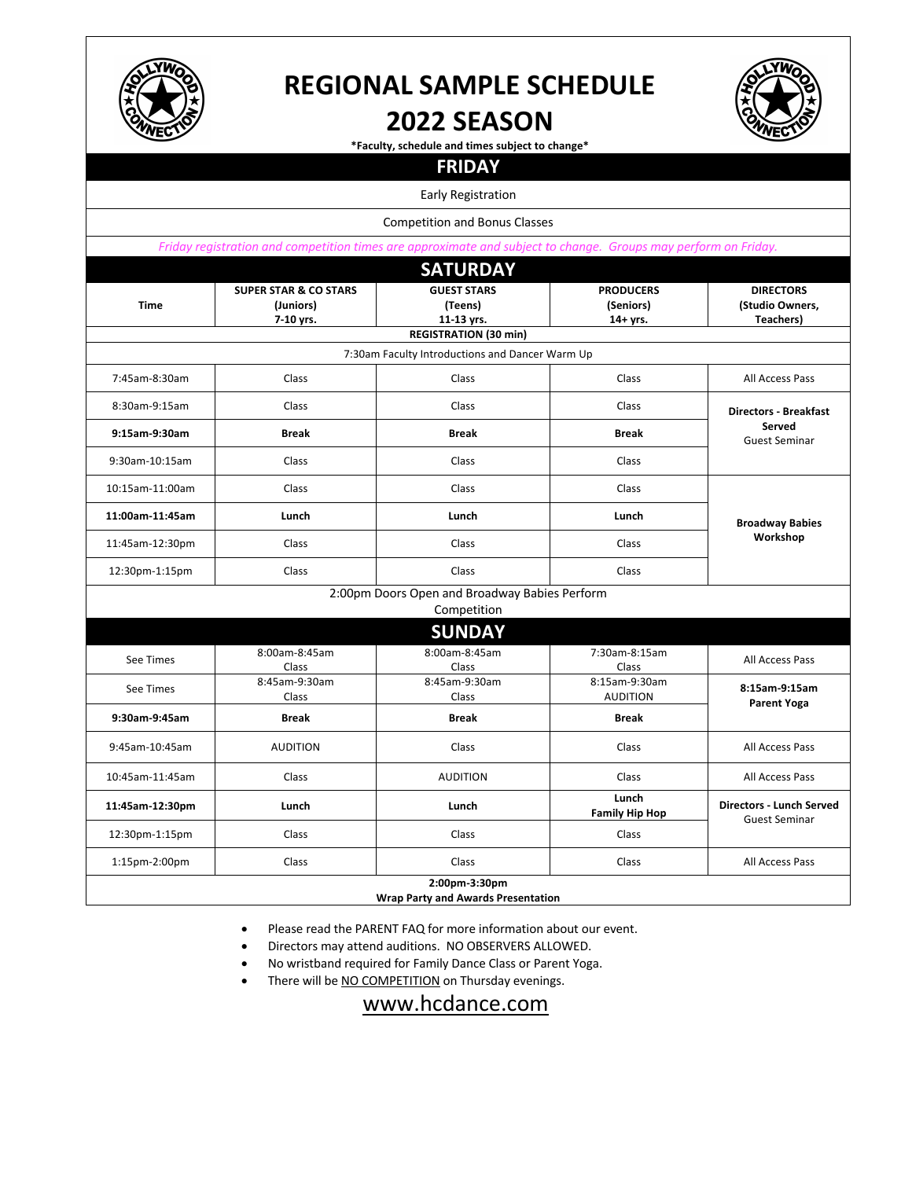# REGIONAL SAMPLE SCHEDULE 2022 SEASON

**\*Faculty, schedule and times subject to change\***

## FRIDAY

Early Registration

Competition and Bonus Classes

*Friday registration and competition times are approximate and subject to change. Groups may perform on Friday.*

## SATURDAY

| Time | SUPER STAR & CO STARS (Juniors) 7-10 yrs. | GUEST STARS (Teens) 11-13 yrs. | PRODUCERS (Seniors) 14+ yrs. | DIRECTORS (Studio Owners, Teachers) |
|---|---|---|---|---|
| **REGISTRATION (30 min)** | | | | |
| 7:30am Faculty Introductions and Dancer Warm Up | | | | |
| 7:45am-8:30am | Class | Class | Class | All Access Pass |
| 8:30am-9:15am | Class | Class | Class | **Directors - Breakfast Served** Guest Seminar |
| **9:15am-9:30am** | **Break** | **Break** | **Break** | |
| 9:30am-10:15am | Class | Class | Class | |
| 10:15am-11:00am | Class | Class | Class | **Broadway Babies Workshop** |
| **11:00am-11:45am** | **Lunch** | **Lunch** | **Lunch** | |
| 11:45am-12:30pm | Class | Class | Class | |
| 12:30pm-1:15pm | Class | Class | Class | |
| 2:00pm Doors Open and Broadway Babies Perform Competition | | | | |

## SUNDAY

| Time | SUPER STAR & CO STARS (Juniors) 7-10 yrs. | GUEST STARS (Teens) 11-13 yrs. | PRODUCERS (Seniors) 14+ yrs. | DIRECTORS (Studio Owners, Teachers) |
|---|---|---|---|---|
| See Times | 8:00am-8:45am Class | 8:00am-8:45am Class | 7:30am-8:15am Class | All Access Pass |
| See Times | 8:45am-9:30am Class | 8:45am-9:30am Class | 8:15am-9:30am AUDITION | **8:15am-9:15am Parent Yoga** |
| **9:30am-9:45am** | **Break** | **Break** | **Break** | |
| 9:45am-10:45am | AUDITION | Class | Class | All Access Pass |
| 10:45am-11:45am | Class | AUDITION | Class | All Access Pass |
| **11:45am-12:30pm** | **Lunch** | **Lunch** | **Lunch Family Hip Hop** | **Directors - Lunch Served** Guest Seminar |
| 12:30pm-1:15pm | Class | Class | Class | |
| 1:15pm-2:00pm | Class | Class | Class | All Access Pass |
| **2:00pm-3:30pm Wrap Party and Awards Presentation** | | | | |

- Please read the PARENT FAQ for more information about our event.
- Directors may attend auditions. NO OBSERVERS ALLOWED.
- No wristband required for Family Dance Class or Parent Yoga.
- There will be NO COMPETITION on Thursday evenings.

www.hcdance.com